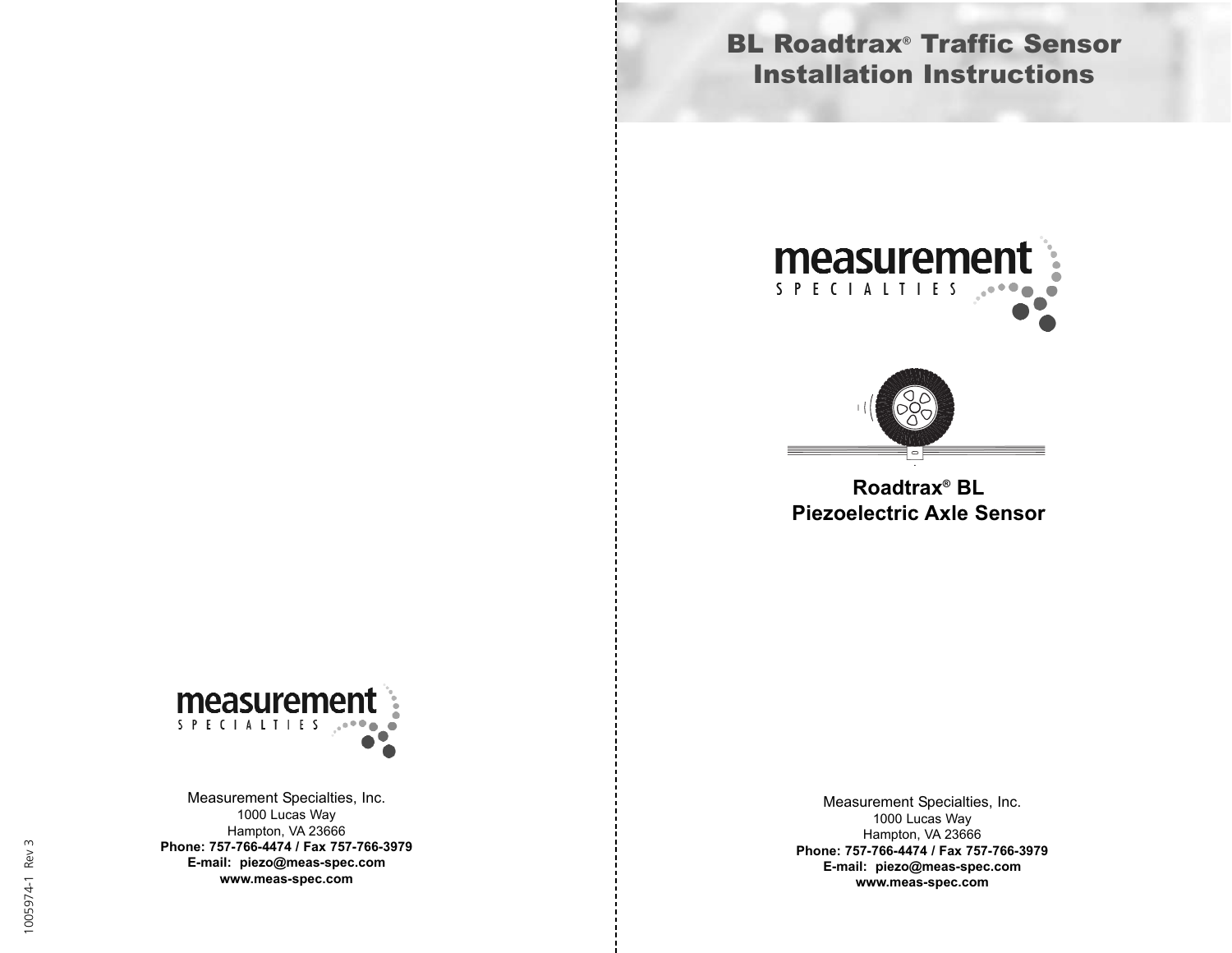# BL Roadtrax® Traffic Sensor Installation Instructions

**Roadtrax® BL**
**Piezoelectric Axle Sensor**

Measurement Specialties, Inc.
1000 Lucas Way
Hampton, VA 23666
**Phone: 757-766-4474 / Fax 757-766-3979**
**E-mail: piezo@meas-spec.com**
**www.meas-spec.com**

Measurement Specialties, Inc.
1000 Lucas Way
Hampton, VA 23666
**Phone: 757-766-4474 / Fax 757-766-3979**
**E-mail: piezo@meas-spec.com**
**www.meas-spec.com**

1005974-1 Rev 3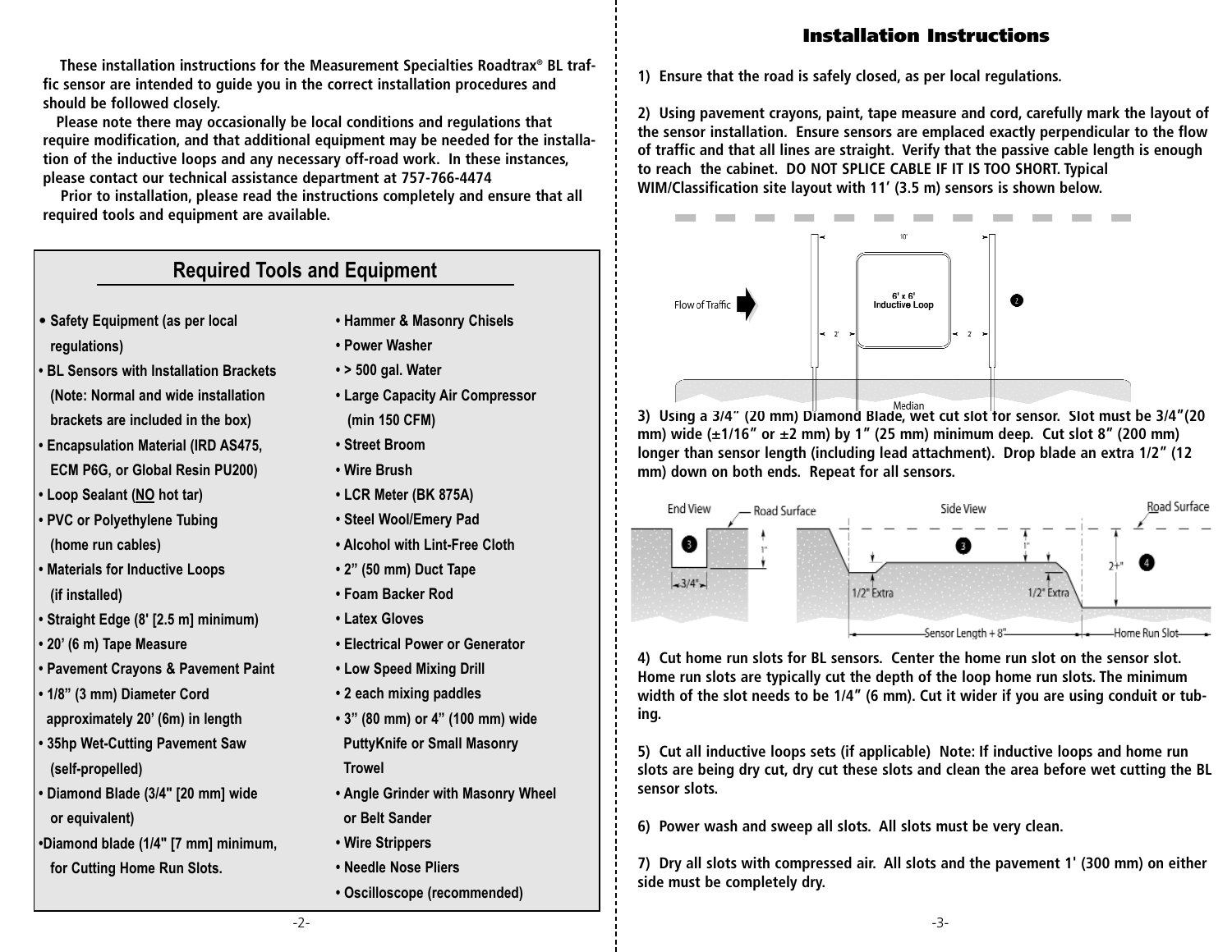These installation instructions for the Measurement Specialties Roadtrax® BL traffic sensor are intended to guide you in the correct installation procedures and should be followed closely.

Please note there may occasionally be local conditions and regulations that require modification, and that additional equipment may be needed for the installation of the inductive loops and any necessary off-road work. In these instances, please contact our technical assistance department at 757-766-4474

Prior to installation, please read the instructions completely and ensure that all required tools and equipment are available.

## Required Tools and Equipment

- Safety Equipment (as per local regulations)
- BL Sensors with Installation Brackets (Note: Normal and wide installation brackets are included in the box)
- Encapsulation Material (IRD AS475, ECM P6G, or Global Resin PU200)
- Loop Sealant (NO hot tar)
- PVC or Polyethylene Tubing (home run cables)
- Materials for Inductive Loops (if installed)
- Straight Edge (8' [2.5 m] minimum)
- 20' (6 m) Tape Measure
- Pavement Crayons & Pavement Paint
- 1/8" (3 mm) Diameter Cord approximately 20' (6m) in length
- 35hp Wet-Cutting Pavement Saw (self-propelled)
- Diamond Blade (3/4" [20 mm] wide or equivalent)
- Diamond blade (1/4" [7 mm] minimum, for Cutting Home Run Slots.
- Hammer & Masonry Chisels
- Power Washer
- > 500 gal. Water
- Large Capacity Air Compressor (min 150 CFM)
- Street Broom
- Wire Brush
- LCR Meter (BK 875A)
- Steel Wool/Emery Pad
- Alcohol with Lint-Free Cloth
- 2" (50 mm) Duct Tape
- Foam Backer Rod
- Latex Gloves
- Electrical Power or Generator
- Low Speed Mixing Drill
- 2 each mixing paddles
- 3" (80 mm) or 4" (100 mm) wide PuttyKnife or Small Masonry Trowel
- Angle Grinder with Masonry Wheel or Belt Sander
- Wire Strippers
- Needle Nose Pliers
- Oscilloscope (recommended)

## Installation Instructions

1) Ensure that the road is safely closed, as per local regulations.

2) Using pavement crayons, paint, tape measure and cord, carefully mark the layout of the sensor installation. Ensure sensors are emplaced exactly perpendicular to the flow of traffic and that all lines are straight. Verify that the passive cable length is enough to reach the cabinet. DO NOT SPLICE CABLE IF IT IS TOO SHORT. Typical WIM/Classification site layout with 11' (3.5 m) sensors is shown below.

Flow of Traffic — 10' — 6' x 6' Inductive Loop — 2' — 2 — Median

3) Using a 3/4" (20 mm) Diamond Blade, wet cut slot for sensor. Slot must be 3/4"(20 mm) wide (±1/16" or ±2 mm) by 1" (25 mm) minimum deep. Cut slot 8" (200 mm) longer than sensor length (including lead attachment). Drop blade an extra 1/2" (12 mm) down on both ends. Repeat for all sensors.

End View — Road Surface — 1" — 3/4" — Side View — Road Surface — 1" — 2+" — 1/2" Extra — 1/2" Extra — Sensor Length + 8" — Home Run Slot

4) Cut home run slots for BL sensors. Center the home run slot on the sensor slot. Home run slots are typically cut the depth of the loop home run slots. The minimum width of the slot needs to be 1/4" (6 mm). Cut it wider if you are using conduit or tubing.

5) Cut all inductive loops sets (if applicable) Note: If inductive loops and home run slots are being dry cut, dry cut these slots and clean the area before wet cutting the BL sensor slots.

6) Power wash and sweep all slots. All slots must be very clean.

7) Dry all slots with compressed air. All slots and the pavement 1' (300 mm) on either side must be completely dry.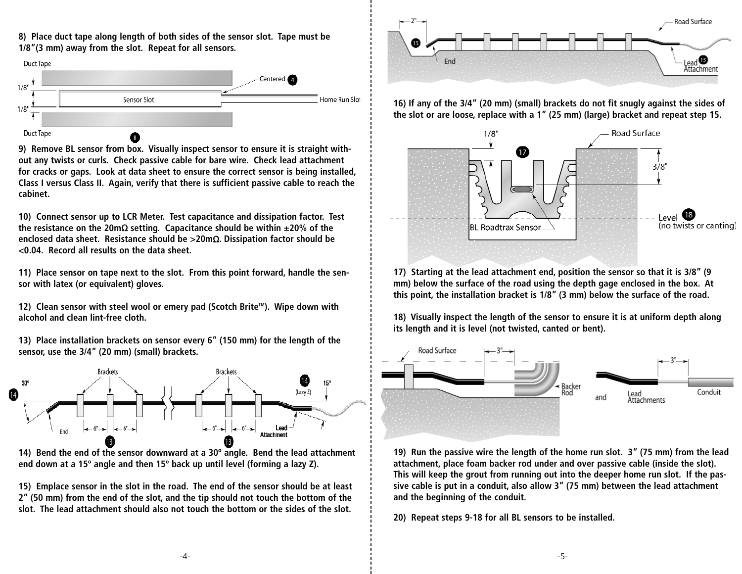8) Place duct tape along length of both sides of the sensor slot. Tape must be 1/8"(3 mm) away from the slot. Repeat for all sensors.

9) Remove BL sensor from box. Visually inspect sensor to ensure it is straight without any twists or curls. Check passive cable for bare wire. Check lead attachment for cracks or gaps. Look at data sheet to ensure the correct sensor is being installed, Class I versus Class II. Again, verify that there is sufficient passive cable to reach the cabinet.

10) Connect sensor up to LCR Meter. Test capacitance and dissipation factor. Test the resistance on the 20mΩ setting. Capacitance should be within ±20% of the enclosed data sheet. Resistance should be >20mΩ. Dissipation factor should be <0.04. Record all results on the data sheet.

11) Place sensor on tape next to the slot. From this point forward, handle the sensor with latex (or equivalent) gloves.

12) Clean sensor with steel wool or emery pad (Scotch Brite™). Wipe down with alcohol and clean lint-free cloth.

13) Place installation brackets on sensor every 6" (150 mm) for the length of the sensor, use the 3/4" (20 mm) (small) brackets.

14) Bend the end of the sensor downward at a 30º angle. Bend the lead attachment end down at a 15º angle and then 15º back up until level (forming a lazy Z).

15) Emplace sensor in the slot in the road. The end of the sensor should be at least 2" (50 mm) from the end of the slot, and the tip should not touch the bottom of the slot. The lead attachment should also not touch the bottom or the sides of the slot.

16) If any of the 3/4" (20 mm) (small) brackets do not fit snugly against the sides of the slot or are loose, replace with a 1" (25 mm) (large) bracket and repeat step 15.

17) Starting at the lead attachment end, position the sensor so that it is 3/8" (9 mm) below the surface of the road using the depth gage enclosed in the box. At this point, the installation bracket is 1/8" (3 mm) below the surface of the road.

18) Visually inspect the length of the sensor to ensure it is at uniform depth along its length and it is level (not twisted, canted or bent).

19) Run the passive wire the length of the home run slot. 3" (75 mm) from the lead attachment, place foam backer rod under and over passive cable (inside the slot). This will keep the grout from running out into the deeper home run slot. If the passive cable is put in a conduit, also allow 3" (75 mm) between the lead attachment and the beginning of the conduit.

20) Repeat steps 9-18 for all BL sensors to be installed.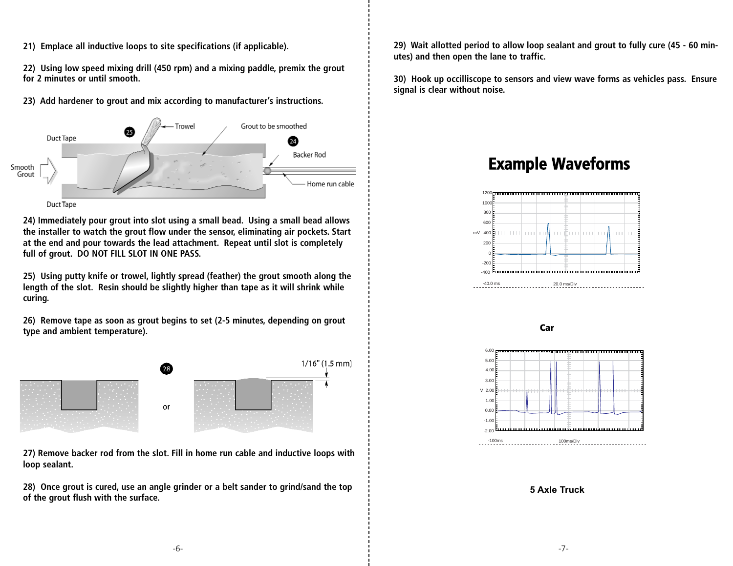21) Emplace all inductive loops to site specifications (if applicable).

22) Using low speed mixing drill (450 rpm) and a mixing paddle, premix the grout for 2 minutes or until smooth.

23) Add hardener to grout and mix according to manufacturer's instructions.

Trowel

Grout to be smoothed

Duct Tape

25

24

Backer Rod

Smooth Grout

Home run cable

Duct Tape

24) Immediately pour grout into slot using a small bead. Using a small bead allows the installer to watch the grout flow under the sensor, eliminating air pockets. Start at the end and pour towards the lead attachment. Repeat until slot is completely full of grout. DO NOT FILL SLOT IN ONE PASS.

25) Using putty knife or trowel, lightly spread (feather) the grout smooth along the length of the slot. Resin should be slightly higher than tape as it will shrink while curing.

26) Remove tape as soon as grout begins to set (2-5 minutes, depending on grout type and ambient temperature).

28

1/16" (1.5 mm)

or

27) Remove backer rod from the slot. Fill in home run cable and inductive loops with loop sealant.

28) Once grout is cured, use an angle grinder or a belt sander to grind/sand the top of the grout flush with the surface.

29) Wait allotted period to allow loop sealant and grout to fully cure (45 - 60 minutes) and then open the lane to traffic.

30) Hook up occilliscope to sensors and view wave forms as vehicles pass. Ensure signal is clear without noise.

# Example Waveforms

1200
1000
800
600
mV 400
200
0
-200
-400

-40.0 ms
20.0 ms/Div

**Car**

6.00
5.00
4.00
3.00
V 2.00
1.00
0.00
-1.00
-2.00

-100ms
100ms/Div

**5 Axle Truck**